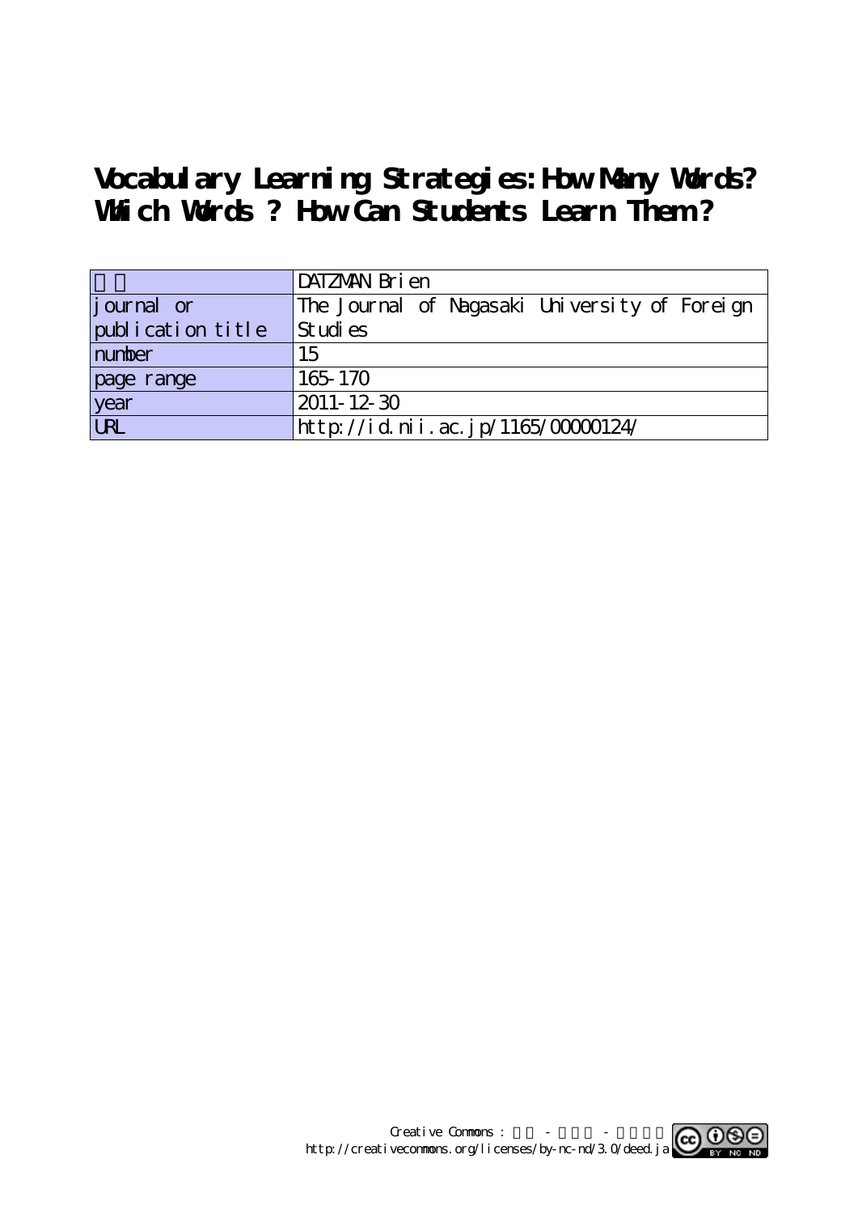# Vocabulary Learning Strategies: How Many Words? Which Words ? How Can Students Learn Them?

| 著者 | DATZMAN Brien |
| --- | --- |
| journal or publication title | The Journal of Nagasaki University of Foreign Studies |
| number | 15 |
| page range | 165-170 |
| year | 2011-12-30 |
| URL | http://id.nii.ac.jp/1165/00000124/ |

Creative Commons : 表示 - 非営利 - 改変禁止
http://creativecommons.org/licenses/by-nc-nd/3.0/deed.ja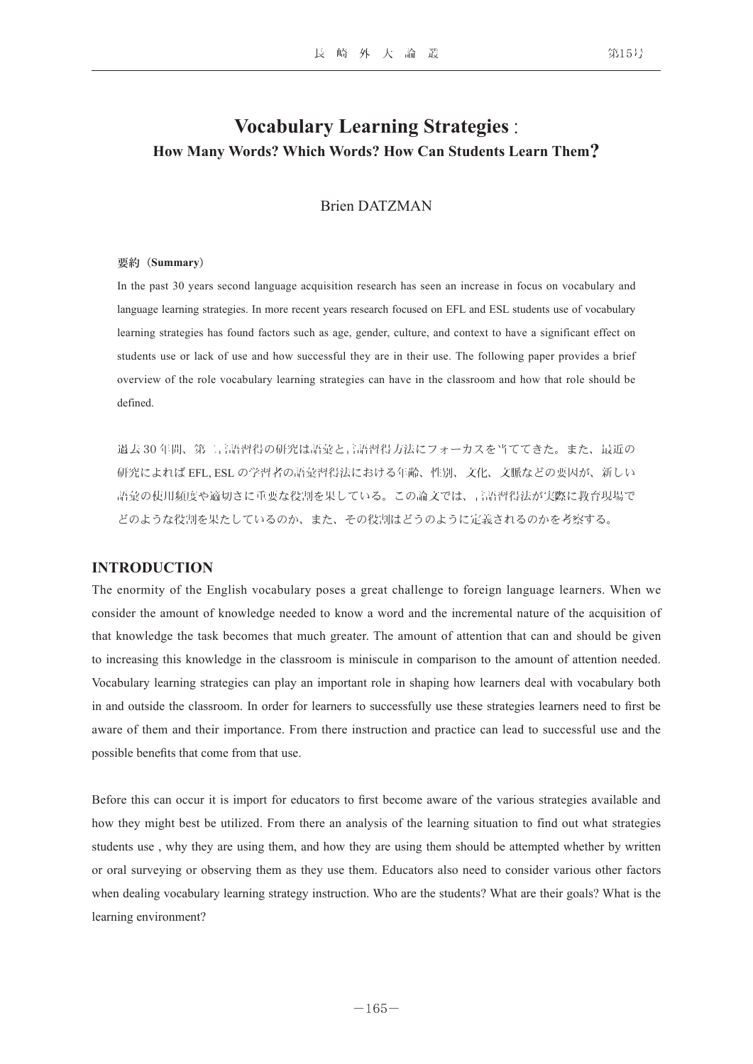# Vocabulary Learning Strategies :
## How Many Words? Which Words? How Can Students Learn Them?

Brien DATZMAN

**要約（Summary）**

In the past 30 years second language acquisition research has seen an increase in focus on vocabulary and language learning strategies. In more recent years research focused on EFL and ESL students use of vocabulary learning strategies has found factors such as age, gender, culture, and context to have a significant effect on students use or lack of use and how successful they are in their use. The following paper provides a brief overview of the role vocabulary learning strategies can have in the classroom and how that role should be defined.

過去30年間、第二言語習得の研究は語彙と言語習得方法にフォーカスを当ててきた。また、最近の研究によればEFL, ESLの学習者の語彙習得法における年齢、性別、文化、文脈などの要因が、新しい語彙の使用頻度や適切さに重要な役割を果している。この論文では、言語習得法が実際に教育現場でどのような役割を果たしているのか、また、その役割はどうのように定義されるのかを考察する。

## INTRODUCTION

The enormity of the English vocabulary poses a great challenge to foreign language learners. When we consider the amount of knowledge needed to know a word and the incremental nature of the acquisition of that knowledge the task becomes that much greater. The amount of attention that can and should be given to increasing this knowledge in the classroom is miniscule in comparison to the amount of attention needed. Vocabulary learning strategies can play an important role in shaping how learners deal with vocabulary both in and outside the classroom. In order for learners to successfully use these strategies learners need to first be aware of them and their importance. From there instruction and practice can lead to successful use and the possible benefits that come from that use.

Before this can occur it is import for educators to first become aware of the various strategies available and how they might best be utilized. From there an analysis of the learning situation to find out what strategies students use , why they are using them, and how they are using them should be attempted whether by written or oral surveying or observing them as they use them. Educators also need to consider various other factors when dealing vocabulary learning strategy instruction. Who are the students? What are their goals? What is the learning environment?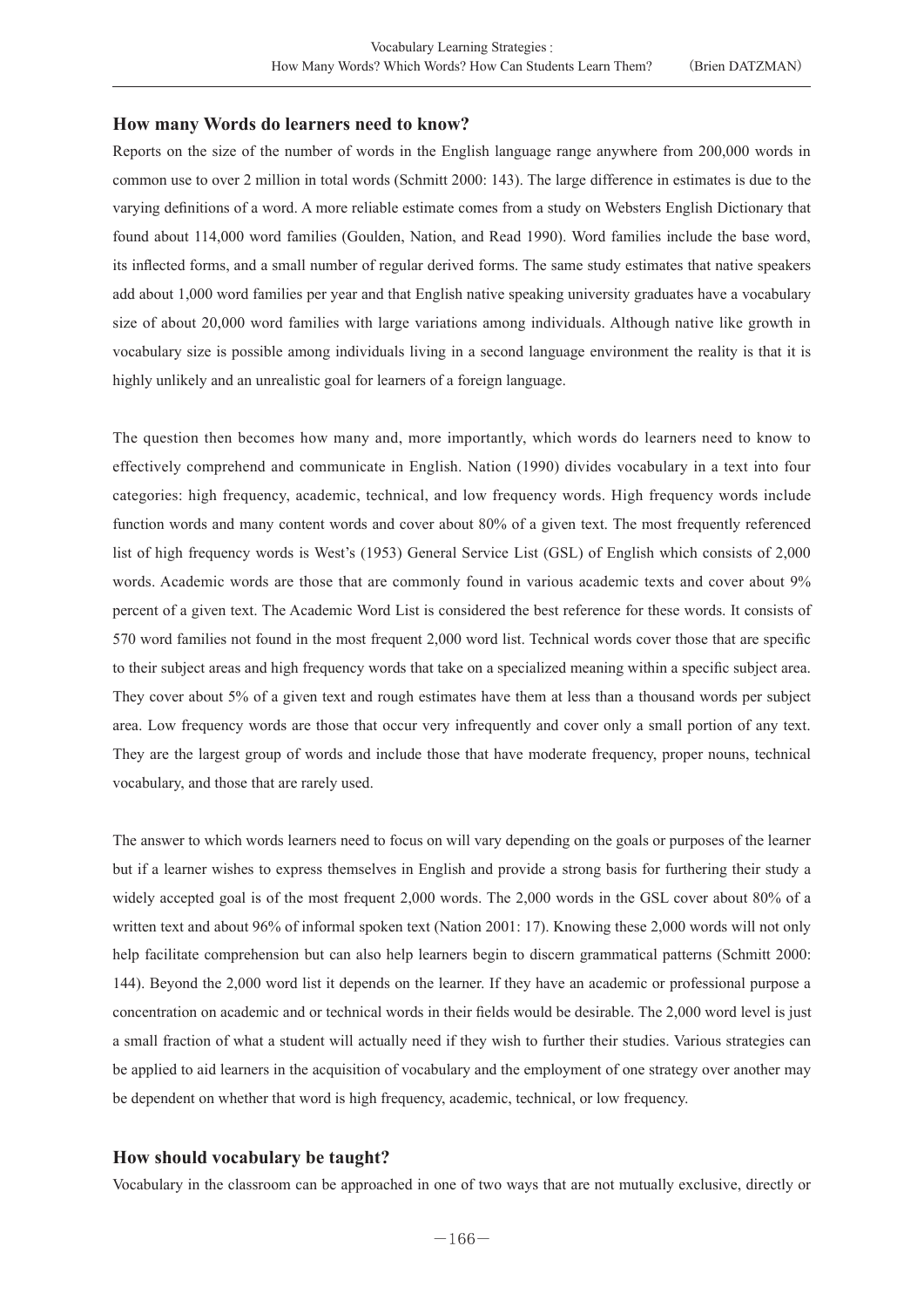## How many Words do learners need to know?

Reports on the size of the number of words in the English language range anywhere from 200,000 words in common use to over 2 million in total words (Schmitt 2000: 143). The large difference in estimates is due to the varying definitions of a word. A more reliable estimate comes from a study on Websters English Dictionary that found about 114,000 word families (Goulden, Nation, and Read 1990). Word families include the base word, its inflected forms, and a small number of regular derived forms. The same study estimates that native speakers add about 1,000 word families per year and that English native speaking university graduates have a vocabulary size of about 20,000 word families with large variations among individuals. Although native like growth in vocabulary size is possible among individuals living in a second language environment the reality is that it is highly unlikely and an unrealistic goal for learners of a foreign language.

The question then becomes how many and, more importantly, which words do learners need to know to effectively comprehend and communicate in English. Nation (1990) divides vocabulary in a text into four categories: high frequency, academic, technical, and low frequency words. High frequency words include function words and many content words and cover about 80% of a given text. The most frequently referenced list of high frequency words is West's (1953) General Service List (GSL) of English which consists of 2,000 words. Academic words are those that are commonly found in various academic texts and cover about 9% percent of a given text. The Academic Word List is considered the best reference for these words. It consists of 570 word families not found in the most frequent 2,000 word list. Technical words cover those that are specific to their subject areas and high frequency words that take on a specialized meaning within a specific subject area. They cover about 5% of a given text and rough estimates have them at less than a thousand words per subject area. Low frequency words are those that occur very infrequently and cover only a small portion of any text. They are the largest group of words and include those that have moderate frequency, proper nouns, technical vocabulary, and those that are rarely used.

The answer to which words learners need to focus on will vary depending on the goals or purposes of the learner but if a learner wishes to express themselves in English and provide a strong basis for furthering their study a widely accepted goal is of the most frequent 2,000 words. The 2,000 words in the GSL cover about 80% of a written text and about 96% of informal spoken text (Nation 2001: 17). Knowing these 2,000 words will not only help facilitate comprehension but can also help learners begin to discern grammatical patterns (Schmitt 2000: 144). Beyond the 2,000 word list it depends on the learner. If they have an academic or professional purpose a concentration on academic and or technical words in their fields would be desirable. The 2,000 word level is just a small fraction of what a student will actually need if they wish to further their studies. Various strategies can be applied to aid learners in the acquisition of vocabulary and the employment of one strategy over another may be dependent on whether that word is high frequency, academic, technical, or low frequency.

## How should vocabulary be taught?

Vocabulary in the classroom can be approached in one of two ways that are not mutually exclusive, directly or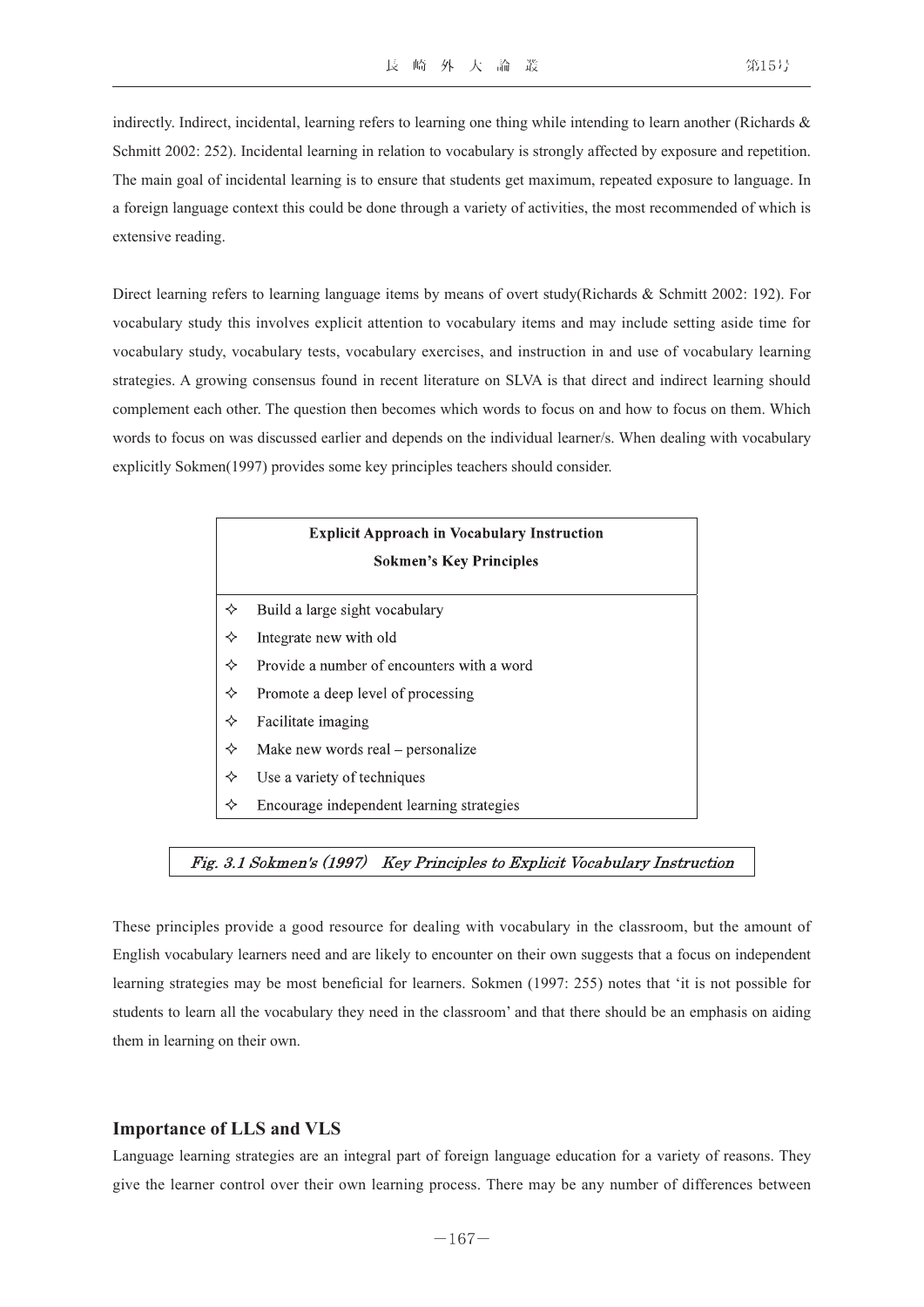indirectly. Indirect, incidental, learning refers to learning one thing while intending to learn another (Richards & Schmitt 2002: 252). Incidental learning in relation to vocabulary is strongly affected by exposure and repetition. The main goal of incidental learning is to ensure that students get maximum, repeated exposure to language. In a foreign language context this could be done through a variety of activities, the most recommended of which is extensive reading.

Direct learning refers to learning language items by means of overt study(Richards & Schmitt 2002: 192). For vocabulary study this involves explicit attention to vocabulary items and may include setting aside time for vocabulary study, vocabulary tests, vocabulary exercises, and instruction in and use of vocabulary learning strategies. A growing consensus found in recent literature on SLVA is that direct and indirect learning should complement each other. The question then becomes which words to focus on and how to focus on them. Which words to focus on was discussed earlier and depends on the individual learner/s. When dealing with vocabulary explicitly Sokmen(1997) provides some key principles teachers should consider.

| **Explicit Approach in Vocabulary Instruction**<br>**Sokmen's Key Principles** |
| --- |
| ✧ Build a large sight vocabulary |
| ✧ Integrate new with old |
| ✧ Provide a number of encounters with a word |
| ✧ Promote a deep level of processing |
| ✧ Facilitate imaging |
| ✧ Make new words real – personalize |
| ✧ Use a variety of techniques |
| ✧ Encourage independent learning strategies |

*Fig. 3.1 Sokmen's (1997) Key Principles to Explicit Vocabulary Instruction*

These principles provide a good resource for dealing with vocabulary in the classroom, but the amount of English vocabulary learners need and are likely to encounter on their own suggests that a focus on independent learning strategies may be most beneficial for learners. Sokmen (1997: 255) notes that 'it is not possible for students to learn all the vocabulary they need in the classroom' and that there should be an emphasis on aiding them in learning on their own.

## Importance of LLS and VLS

Language learning strategies are an integral part of foreign language education for a variety of reasons. They give the learner control over their own learning process. There may be any number of differences between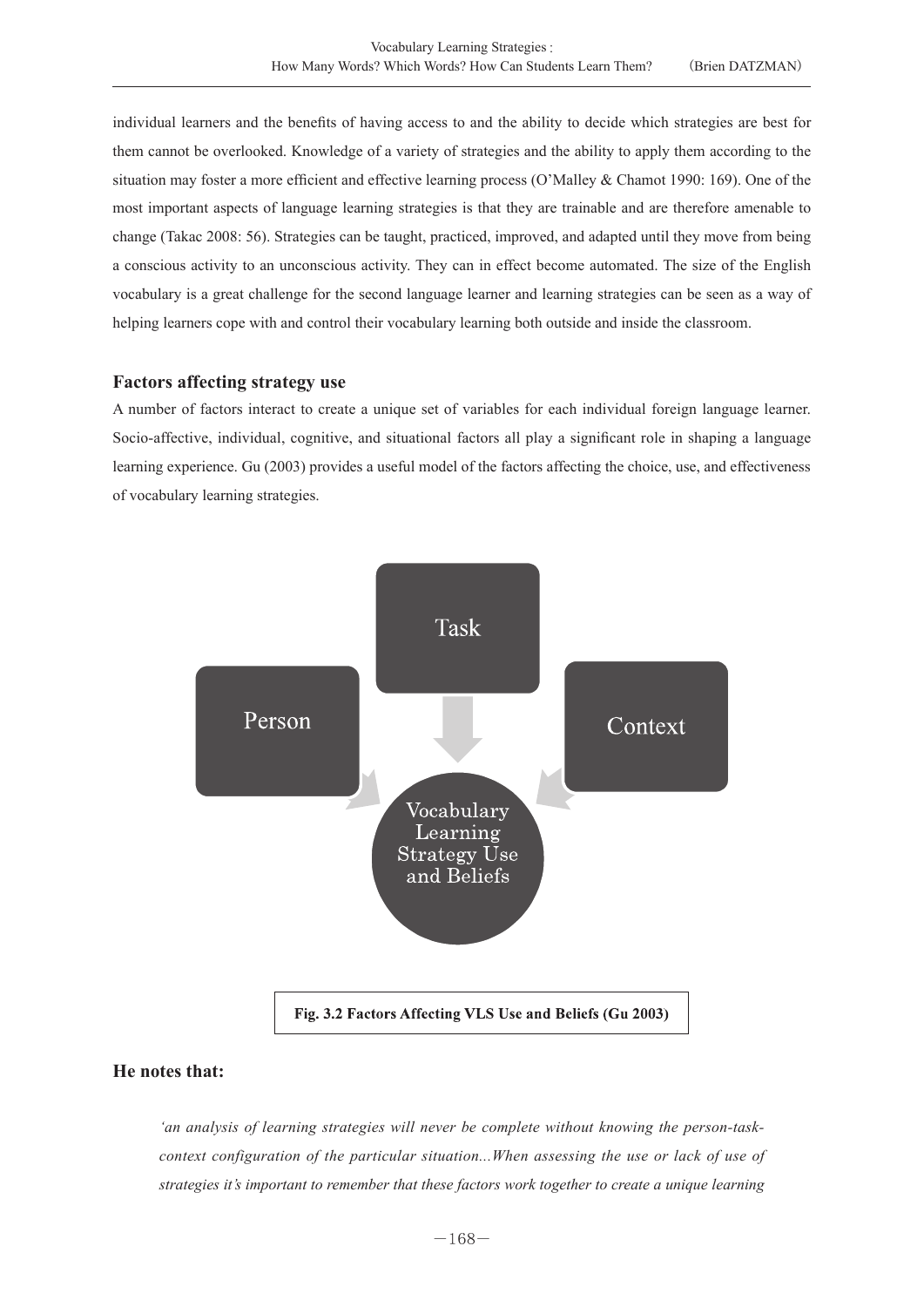individual learners and the benefits of having access to and the ability to decide which strategies are best for them cannot be overlooked. Knowledge of a variety of strategies and the ability to apply them according to the situation may foster a more efficient and effective learning process (O'Malley & Chamot 1990: 169). One of the most important aspects of language learning strategies is that they are trainable and are therefore amenable to change (Takac 2008: 56). Strategies can be taught, practiced, improved, and adapted until they move from being a conscious activity to an unconscious activity. They can in effect become automated. The size of the English vocabulary is a great challenge for the second language learner and learning strategies can be seen as a way of helping learners cope with and control their vocabulary learning both outside and inside the classroom.

### Factors affecting strategy use

A number of factors interact to create a unique set of variables for each individual foreign language learner. Socio-affective, individual, cognitive, and situational factors all play a significant role in shaping a language learning experience. Gu (2003) provides a useful model of the factors affecting the choice, use, and effectiveness of vocabulary learning strategies.

Task

Person

Context

Vocabulary Learning Strategy Use and Beliefs

**Fig. 3.2 Factors Affecting VLS Use and Beliefs (Gu 2003)**

### He notes that:

> *'an analysis of learning strategies will never be complete without knowing the person-task-context configuration of the particular situation...When assessing the use or lack of use of strategies it's important to remember that these factors work together to create a unique learning*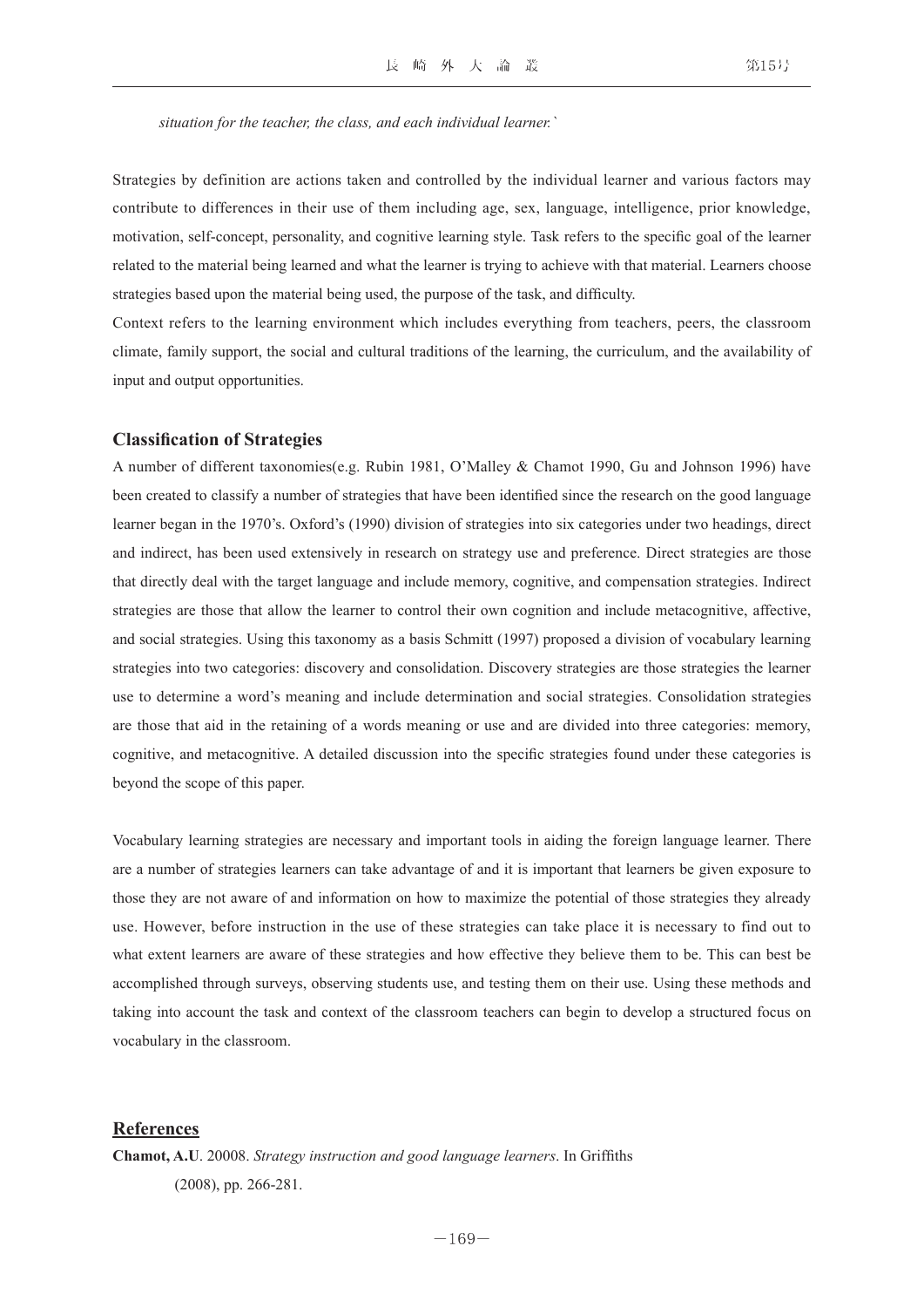*situation for the teacher, the class, and each individual learner.`*

Strategies by definition are actions taken and controlled by the individual learner and various factors may contribute to differences in their use of them including age, sex, language, intelligence, prior knowledge, motivation, self-concept, personality, and cognitive learning style. Task refers to the specific goal of the learner related to the material being learned and what the learner is trying to achieve with that material. Learners choose strategies based upon the material being used, the purpose of the task, and difficulty.

Context refers to the learning environment which includes everything from teachers, peers, the classroom climate, family support, the social and cultural traditions of the learning, the curriculum, and the availability of input and output opportunities.

## Classification of Strategies

A number of different taxonomies(e.g. Rubin 1981, O'Malley & Chamot 1990, Gu and Johnson 1996) have been created to classify a number of strategies that have been identified since the research on the good language learner began in the 1970's. Oxford's (1990) division of strategies into six categories under two headings, direct and indirect, has been used extensively in research on strategy use and preference. Direct strategies are those that directly deal with the target language and include memory, cognitive, and compensation strategies. Indirect strategies are those that allow the learner to control their own cognition and include metacognitive, affective, and social strategies. Using this taxonomy as a basis Schmitt (1997) proposed a division of vocabulary learning strategies into two categories: discovery and consolidation. Discovery strategies are those strategies the learner use to determine a word's meaning and include determination and social strategies. Consolidation strategies are those that aid in the retaining of a words meaning or use and are divided into three categories: memory, cognitive, and metacognitive. A detailed discussion into the specific strategies found under these categories is beyond the scope of this paper.

Vocabulary learning strategies are necessary and important tools in aiding the foreign language learner. There are a number of strategies learners can take advantage of and it is important that learners be given exposure to those they are not aware of and information on how to maximize the potential of those strategies they already use. However, before instruction in the use of these strategies can take place it is necessary to find out to what extent learners are aware of these strategies and how effective they believe them to be. This can best be accomplished through surveys, observing students use, and testing them on their use. Using these methods and taking into account the task and context of the classroom teachers can begin to develop a structured focus on vocabulary in the classroom.

## References

**Chamot, A.U**. 20008. *Strategy instruction and good language learners*. In Griffiths (2008), pp. 266-281.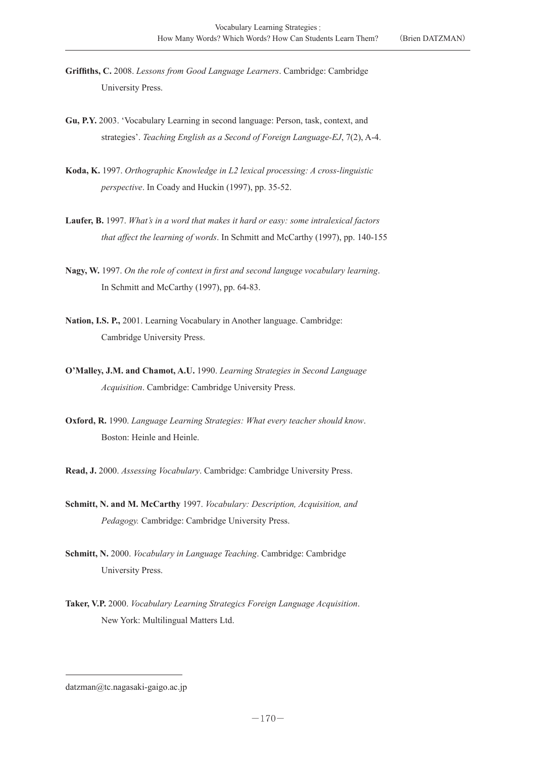**Griffiths, C.** 2008. *Lessons from Good Language Learners*. Cambridge: Cambridge University Press.

**Gu, P.Y.** 2003. 'Vocabulary Learning in second language: Person, task, context, and strategies'. *Teaching English as a Second of Foreign Language-EJ*, 7(2), A-4.

**Koda, K.** 1997. *Orthographic Knowledge in L2 lexical processing: A cross-linguistic perspective*. In Coady and Huckin (1997), pp. 35-52.

**Laufer, B.** 1997. *What's in a word that makes it hard or easy: some intralexical factors that affect the learning of words*. In Schmitt and McCarthy (1997), pp. 140-155

**Nagy, W.** 1997. *On the role of context in first and second languge vocabulary learning*. In Schmitt and McCarthy (1997), pp. 64-83.

**Nation, I.S. P.,** 2001. Learning Vocabulary in Another language. Cambridge: Cambridge University Press.

**O'Malley, J.M. and Chamot, A.U.** 1990. *Learning Strategies in Second Language Acquisition*. Cambridge: Cambridge University Press.

**Oxford, R.** 1990. *Language Learning Strategies: What every teacher should know*. Boston: Heinle and Heinle.

**Read, J.** 2000. *Assessing Vocabulary*. Cambridge: Cambridge University Press.

**Schmitt, N. and M. McCarthy** 1997. *Vocabulary: Description, Acquisition, and Pedagogy.* Cambridge: Cambridge University Press.

**Schmitt, N.** 2000. *Vocabulary in Language Teaching*. Cambridge: Cambridge University Press.

**Taker, V.P.** 2000. *Vocabulary Learning Strategics Foreign Language Acquisition*. New York: Multilingual Matters Ltd.

---

datzman@tc.nagasaki-gaigo.ac.jp